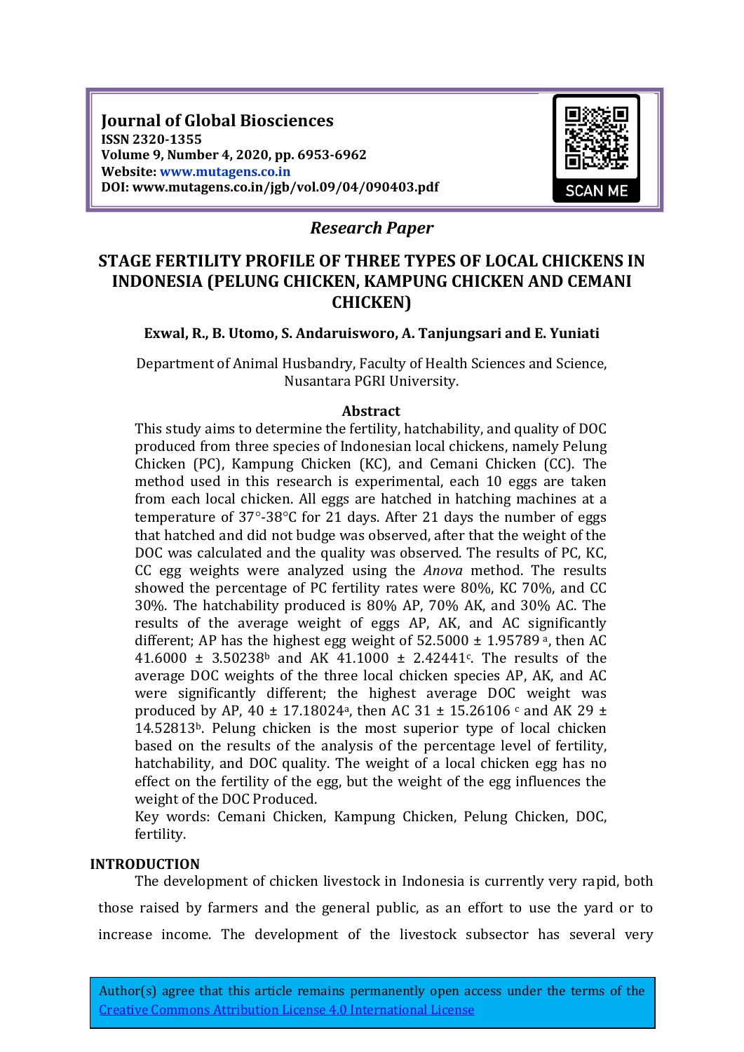**Journal of Global Biosciences**
**ISSN 2320-1355**
**Volume 9, Number 4, 2020, pp. 6953-6962**
**Website: www.mutagens.co.in**
**DOI: www.mutagens.co.in/jgb/vol.09/04/090403.pdf**

*Research Paper*

# STAGE FERTILITY PROFILE OF THREE TYPES OF LOCAL CHICKENS IN INDONESIA (PELUNG CHICKEN, KAMPUNG CHICKEN AND CEMANI CHICKEN)

**Exwal, R., B. Utomo, S. Andaruisworo, A. Tanjungsari and E. Yuniati**

Department of Animal Husbandry, Faculty of Health Sciences and Science, Nusantara PGRI University.

## Abstract

This study aims to determine the fertility, hatchability, and quality of DOC produced from three species of Indonesian local chickens, namely Pelung Chicken (PC), Kampung Chicken (KC), and Cemani Chicken (CC). The method used in this research is experimental, each 10 eggs are taken from each local chicken. All eggs are hatched in hatching machines at a temperature of 37°-38°C for 21 days. After 21 days the number of eggs that hatched and did not budge was observed, after that the weight of the DOC was calculated and the quality was observed. The results of PC, KC, CC egg weights were analyzed using the *Anova* method. The results showed the percentage of PC fertility rates were 80%, KC 70%, and CC 30%. The hatchability produced is 80% AP, 70% AK, and 30% AC. The results of the average weight of eggs AP, AK, and AC significantly different; AP has the highest egg weight of 52.5000 ± 1.95789 [a], then AC 41.6000 ± 3.50238[b] and AK 41.1000 ± 2.42441[c]. The results of the average DOC weights of the three local chicken species AP, AK, and AC were significantly different; the highest average DOC weight was produced by AP, 40 ± 17.18024[a], then AC 31 ± 15.26106 [c] and AK 29 ± 14.52813[b]. Pelung chicken is the most superior type of local chicken based on the results of the analysis of the percentage level of fertility, hatchability, and DOC quality. The weight of a local chicken egg has no effect on the fertility of the egg, but the weight of the egg influences the weight of the DOC Produced.

Key words: Cemani Chicken, Kampung Chicken, Pelung Chicken, DOC, fertility.

## INTRODUCTION

The development of chicken livestock in Indonesia is currently very rapid, both those raised by farmers and the general public, as an effort to use the yard or to increase income. The development of the livestock subsector has several very

Author(s) agree that this article remains permanently open access under the terms of the Creative Commons Attribution License 4.0 International License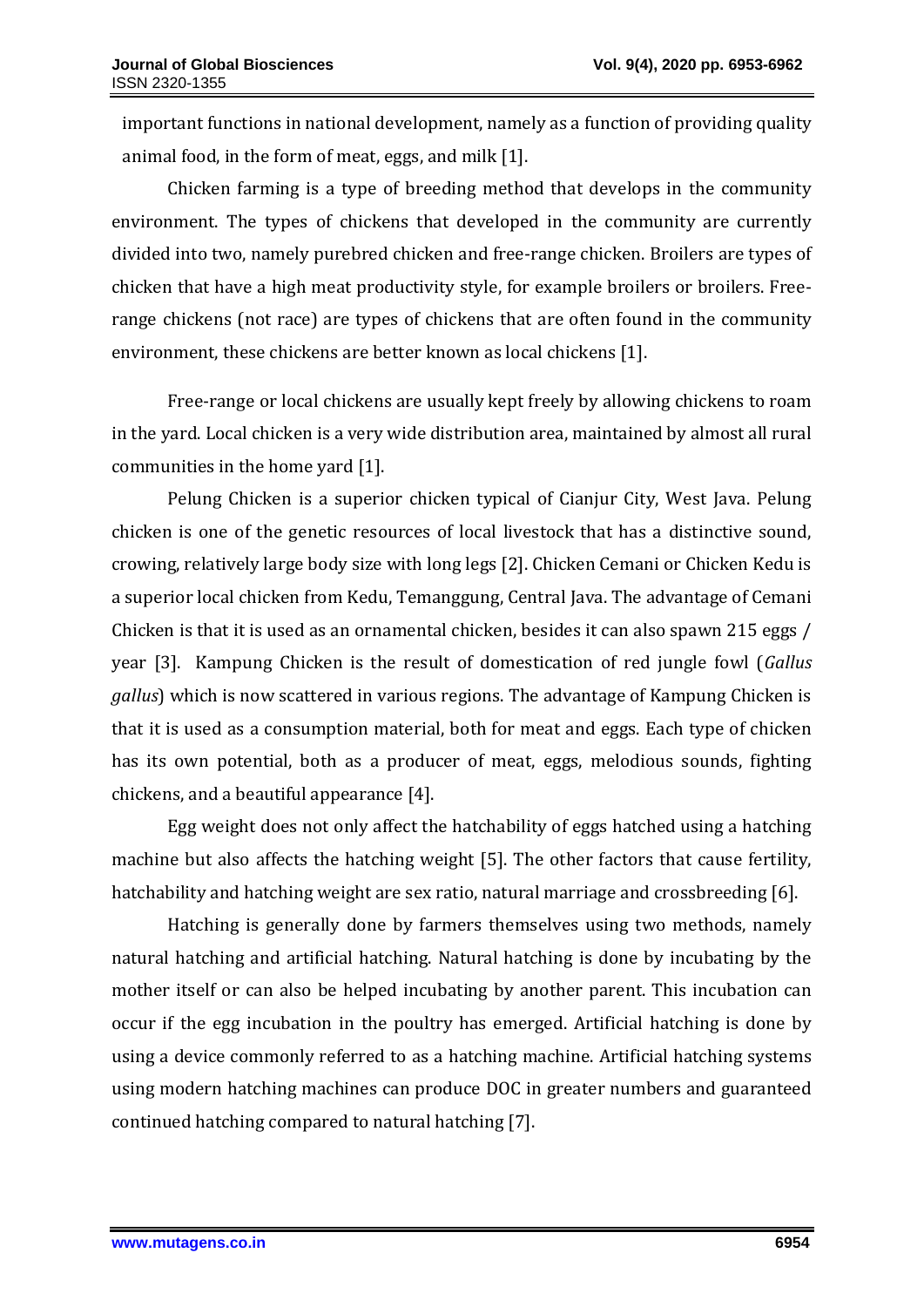important functions in national development, namely as a function of providing quality animal food, in the form of meat, eggs, and milk [1].

Chicken farming is a type of breeding method that develops in the community environment. The types of chickens that developed in the community are currently divided into two, namely purebred chicken and free-range chicken. Broilers are types of chicken that have a high meat productivity style, for example broilers or broilers. Free-range chickens (not race) are types of chickens that are often found in the community environment, these chickens are better known as local chickens [1].

Free-range or local chickens are usually kept freely by allowing chickens to roam in the yard. Local chicken is a very wide distribution area, maintained by almost all rural communities in the home yard [1].

Pelung Chicken is a superior chicken typical of Cianjur City, West Java. Pelung chicken is one of the genetic resources of local livestock that has a distinctive sound, crowing, relatively large body size with long legs [2]. Chicken Cemani or Chicken Kedu is a superior local chicken from Kedu, Temanggung, Central Java. The advantage of Cemani Chicken is that it is used as an ornamental chicken, besides it can also spawn 215 eggs / year [3]. Kampung Chicken is the result of domestication of red jungle fowl (*Gallus gallus*) which is now scattered in various regions. The advantage of Kampung Chicken is that it is used as a consumption material, both for meat and eggs. Each type of chicken has its own potential, both as a producer of meat, eggs, melodious sounds, fighting chickens, and a beautiful appearance [4].

Egg weight does not only affect the hatchability of eggs hatched using a hatching machine but also affects the hatching weight [5]. The other factors that cause fertility, hatchability and hatching weight are sex ratio, natural marriage and crossbreeding [6].

Hatching is generally done by farmers themselves using two methods, namely natural hatching and artificial hatching. Natural hatching is done by incubating by the mother itself or can also be helped incubating by another parent. This incubation can occur if the egg incubation in the poultry has emerged. Artificial hatching is done by using a device commonly referred to as a hatching machine. Artificial hatching systems using modern hatching machines can produce DOC in greater numbers and guaranteed continued hatching compared to natural hatching [7].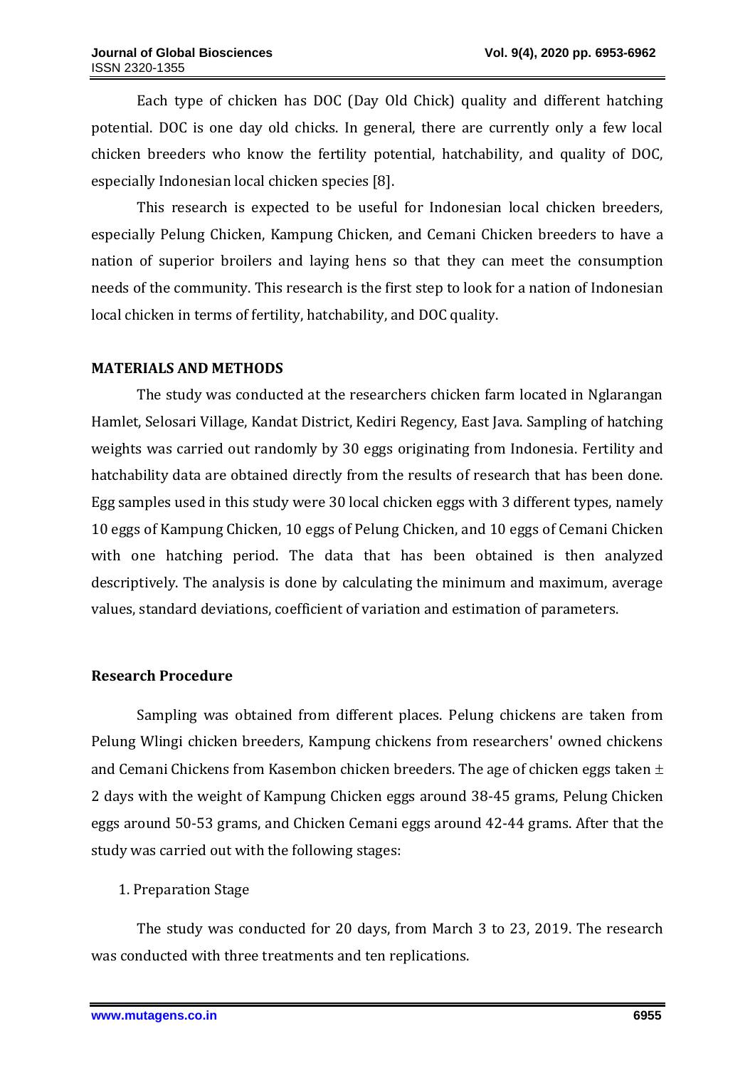Each type of chicken has DOC (Day Old Chick) quality and different hatching potential. DOC is one day old chicks. In general, there are currently only a few local chicken breeders who know the fertility potential, hatchability, and quality of DOC, especially Indonesian local chicken species [8].

This research is expected to be useful for Indonesian local chicken breeders, especially Pelung Chicken, Kampung Chicken, and Cemani Chicken breeders to have a nation of superior broilers and laying hens so that they can meet the consumption needs of the community. This research is the first step to look for a nation of Indonesian local chicken in terms of fertility, hatchability, and DOC quality.

## MATERIALS AND METHODS

The study was conducted at the researchers chicken farm located in Nglarangan Hamlet, Selosari Village, Kandat District, Kediri Regency, East Java. Sampling of hatching weights was carried out randomly by 30 eggs originating from Indonesia. Fertility and hatchability data are obtained directly from the results of research that has been done. Egg samples used in this study were 30 local chicken eggs with 3 different types, namely 10 eggs of Kampung Chicken, 10 eggs of Pelung Chicken, and 10 eggs of Cemani Chicken with one hatching period. The data that has been obtained is then analyzed descriptively. The analysis is done by calculating the minimum and maximum, average values, standard deviations, coefficient of variation and estimation of parameters.

### Research Procedure

Sampling was obtained from different places. Pelung chickens are taken from Pelung Wlingi chicken breeders, Kampung chickens from researchers' owned chickens and Cemani Chickens from Kasembon chicken breeders. The age of chicken eggs taken ± 2 days with the weight of Kampung Chicken eggs around 38-45 grams, Pelung Chicken eggs around 50-53 grams, and Chicken Cemani eggs around 42-44 grams. After that the study was carried out with the following stages:

1. Preparation Stage

The study was conducted for 20 days, from March 3 to 23, 2019. The research was conducted with three treatments and ten replications.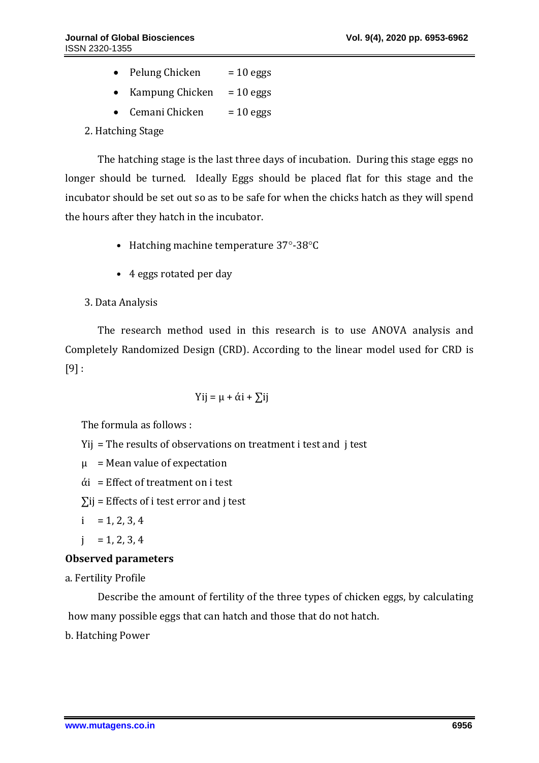- Pelung Chicken = 10 eggs
- Kampung Chicken = 10 eggs
- Cemani Chicken = 10 eggs

2. Hatching Stage

The hatching stage is the last three days of incubation. During this stage eggs no longer should be turned. Ideally Eggs should be placed flat for this stage and the incubator should be set out so as to be safe for when the chicks hatch as they will spend the hours after they hatch in the incubator.

- Hatching machine temperature 37°-38°C
- 4 eggs rotated per day

3. Data Analysis

The research method used in this research is to use ANOVA analysis and Completely Randomized Design (CRD). According to the linear model used for CRD is [9] :

$$Y_{ij} = \mu + \acute{\alpha}_i + \sum_{ij}$$

The formula as follows :

$Y_{ij}$ = The results of observations on treatment i test and j test

$\mu$ = Mean value of expectation

$\acute{\alpha}_i$ = Effect of treatment on i test

$\sum_{ij}$ = Effects of i test error and j test

i = 1, 2, 3, 4

j = 1, 2, 3, 4

**Observed parameters**

a. Fertility Profile

Describe the amount of fertility of the three types of chicken eggs, by calculating how many possible eggs that can hatch and those that do not hatch.

b. Hatching Power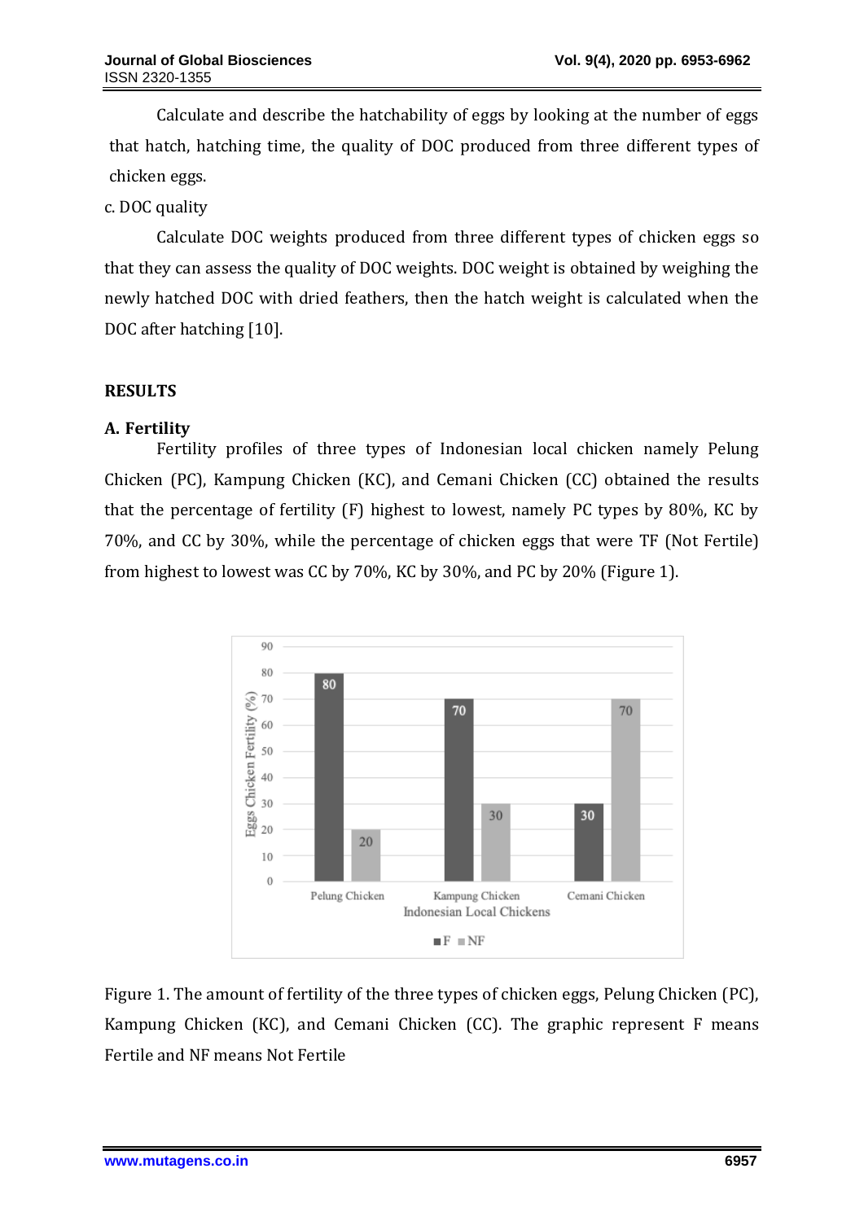Calculate and describe the hatchability of eggs by looking at the number of eggs that hatch, hatching time, the quality of DOC produced from three different types of chicken eggs.

c. DOC quality

Calculate DOC weights produced from three different types of chicken eggs so that they can assess the quality of DOC weights. DOC weight is obtained by weighing the newly hatched DOC with dried feathers, then the hatch weight is calculated when the DOC after hatching [10].

## RESULTS

### A. Fertility

Fertility profiles of three types of Indonesian local chicken namely Pelung Chicken (PC), Kampung Chicken (KC), and Cemani Chicken (CC) obtained the results that the percentage of fertility (F) highest to lowest, namely PC types by 80%, KC by 70%, and CC by 30%, while the percentage of chicken eggs that were TF (Not Fertile) from highest to lowest was CC by 70%, KC by 30%, and PC by 20% (Figure 1).

Figure 1. The amount of fertility of the three types of chicken eggs, Pelung Chicken (PC), Kampung Chicken (KC), and Cemani Chicken (CC). The graphic represent F means Fertile and NF means Not Fertile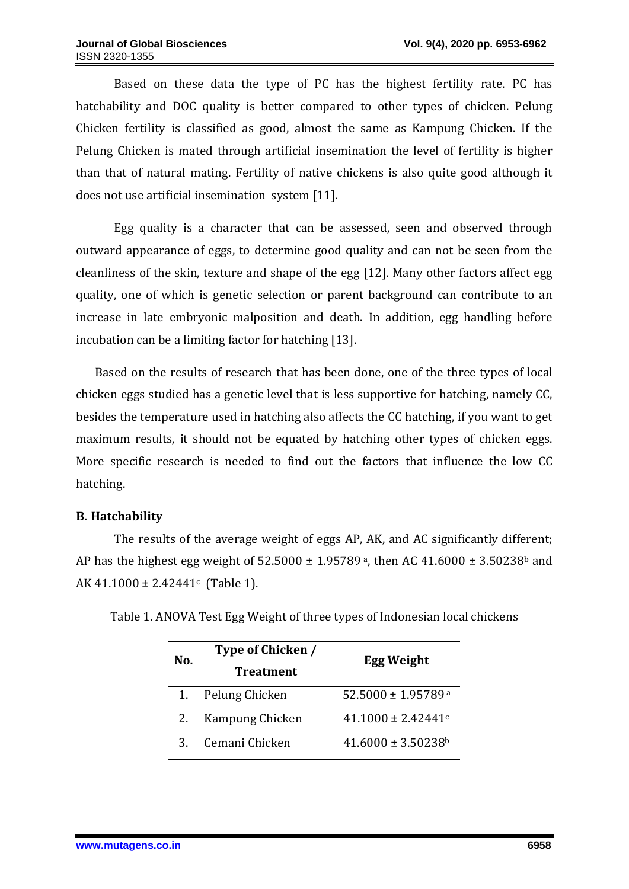Based on these data the type of PC has the highest fertility rate. PC has hatchability and DOC quality is better compared to other types of chicken. Pelung Chicken fertility is classified as good, almost the same as Kampung Chicken. If the Pelung Chicken is mated through artificial insemination the level of fertility is higher than that of natural mating. Fertility of native chickens is also quite good although it does not use artificial insemination system [11].

Egg quality is a character that can be assessed, seen and observed through outward appearance of eggs, to determine good quality and can not be seen from the cleanliness of the skin, texture and shape of the egg [12]. Many other factors affect egg quality, one of which is genetic selection or parent background can contribute to an increase in late embryonic malposition and death. In addition, egg handling before incubation can be a limiting factor for hatching [13].

Based on the results of research that has been done, one of the three types of local chicken eggs studied has a genetic level that is less supportive for hatching, namely CC, besides the temperature used in hatching also affects the CC hatching, if you want to get maximum results, it should not be equated by hatching other types of chicken eggs. More specific research is needed to find out the factors that influence the low CC hatching.

**B. Hatchability**

The results of the average weight of eggs AP, AK, and AC significantly different; AP has the highest egg weight of $52.5000 \pm 1.95789^{a}$, then AC $41.6000 \pm 3.50238^{b}$ and AK $41.1000 \pm 2.42441^{c}$ (Table 1).

Table 1. ANOVA Test Egg Weight of three types of Indonesian local chickens

| No. | Type of Chicken / Treatment | Egg Weight |
|---|---|---|
| 1. | Pelung Chicken | $52.5000 \pm 1.95789^{a}$ |
| 2. | Kampung Chicken | $41.1000 \pm 2.42441^{c}$ |
| 3. | Cemani Chicken | $41.6000 \pm 3.50238^{b}$ |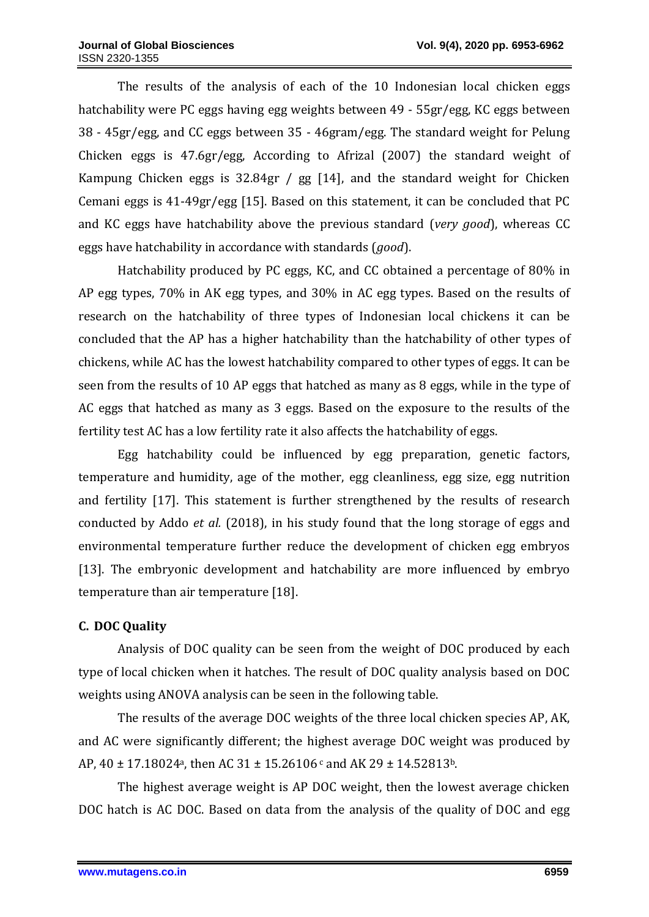The results of the analysis of each of the 10 Indonesian local chicken eggs hatchability were PC eggs having egg weights between 49 - 55gr/egg, KC eggs between 38 - 45gr/egg, and CC eggs between 35 - 46gram/egg. The standard weight for Pelung Chicken eggs is 47.6gr/egg, According to Afrizal (2007) the standard weight of Kampung Chicken eggs is 32.84gr / gg [14], and the standard weight for Chicken Cemani eggs is 41-49gr/egg [15]. Based on this statement, it can be concluded that PC and KC eggs have hatchability above the previous standard (*very good*), whereas CC eggs have hatchability in accordance with standards (*good*).

Hatchability produced by PC eggs, KC, and CC obtained a percentage of 80% in AP egg types, 70% in AK egg types, and 30% in AC egg types. Based on the results of research on the hatchability of three types of Indonesian local chickens it can be concluded that the AP has a higher hatchability than the hatchability of other types of chickens, while AC has the lowest hatchability compared to other types of eggs. It can be seen from the results of 10 AP eggs that hatched as many as 8 eggs, while in the type of AC eggs that hatched as many as 3 eggs. Based on the exposure to the results of the fertility test AC has a low fertility rate it also affects the hatchability of eggs.

Egg hatchability could be influenced by egg preparation, genetic factors, temperature and humidity, age of the mother, egg cleanliness, egg size, egg nutrition and fertility [17]. This statement is further strengthened by the results of research conducted by Addo *et al.* (2018), in his study found that the long storage of eggs and environmental temperature further reduce the development of chicken egg embryos [13]. The embryonic development and hatchability are more influenced by embryo temperature than air temperature [18].

### C. DOC Quality

Analysis of DOC quality can be seen from the weight of DOC produced by each type of local chicken when it hatches. The result of DOC quality analysis based on DOC weights using ANOVA analysis can be seen in the following table.

The results of the average DOC weights of the three local chicken species AP, AK, and AC were significantly different; the highest average DOC weight was produced by AP, 40 ± 17.18024[a], then AC 31 ± 15.26106[c] and AK 29 ± 14.52813[b].

The highest average weight is AP DOC weight, then the lowest average chicken DOC hatch is AC DOC. Based on data from the analysis of the quality of DOC and egg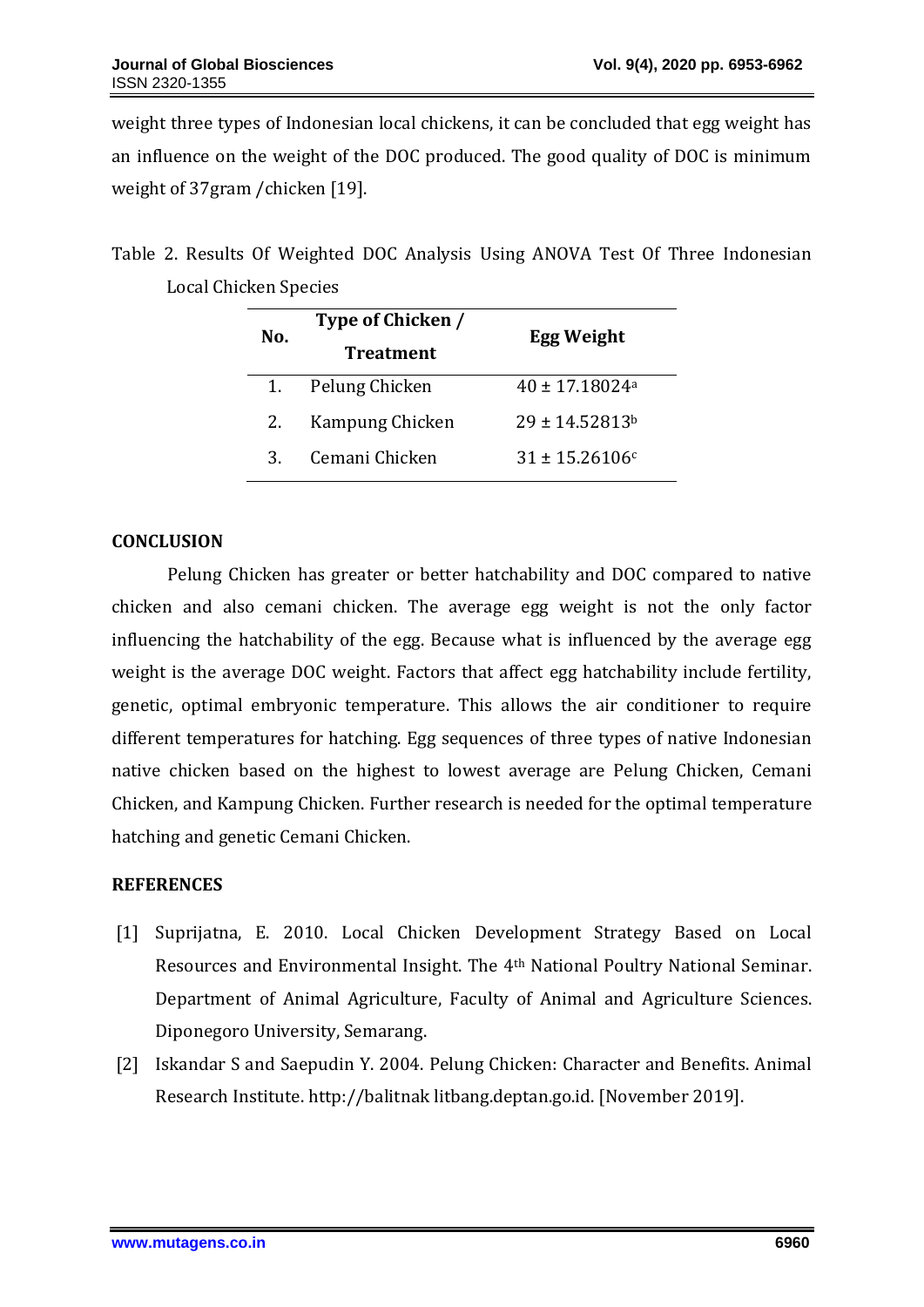weight three types of Indonesian local chickens, it can be concluded that egg weight has an influence on the weight of the DOC produced. The good quality of DOC is minimum weight of 37gram /chicken [19].

Table 2. Results Of Weighted DOC Analysis Using ANOVA Test Of Three Indonesian Local Chicken Species

| No. | Type of Chicken / Treatment | Egg Weight |
|---|---|---|
| 1. | Pelung Chicken | $40 \pm 17.18024^{a}$ |
| 2. | Kampung Chicken | $29 \pm 14.52813^{b}$ |
| 3. | Cemani Chicken | $31 \pm 15.26106^{c}$ |

## CONCLUSION

Pelung Chicken has greater or better hatchability and DOC compared to native chicken and also cemani chicken. The average egg weight is not the only factor influencing the hatchability of the egg. Because what is influenced by the average egg weight is the average DOC weight. Factors that affect egg hatchability include fertility, genetic, optimal embryonic temperature. This allows the air conditioner to require different temperatures for hatching. Egg sequences of three types of native Indonesian native chicken based on the highest to lowest average are Pelung Chicken, Cemani Chicken, and Kampung Chicken. Further research is needed for the optimal temperature hatching and genetic Cemani Chicken.

## REFERENCES

[1] Suprijatna, E. 2010. Local Chicken Development Strategy Based on Local Resources and Environmental Insight. The 4th National Poultry National Seminar. Department of Animal Agriculture, Faculty of Animal and Agriculture Sciences. Diponegoro University, Semarang.

[2] Iskandar S and Saepudin Y. 2004. Pelung Chicken: Character and Benefits. Animal Research Institute. http://balitnak litbang.deptan.go.id. [November 2019].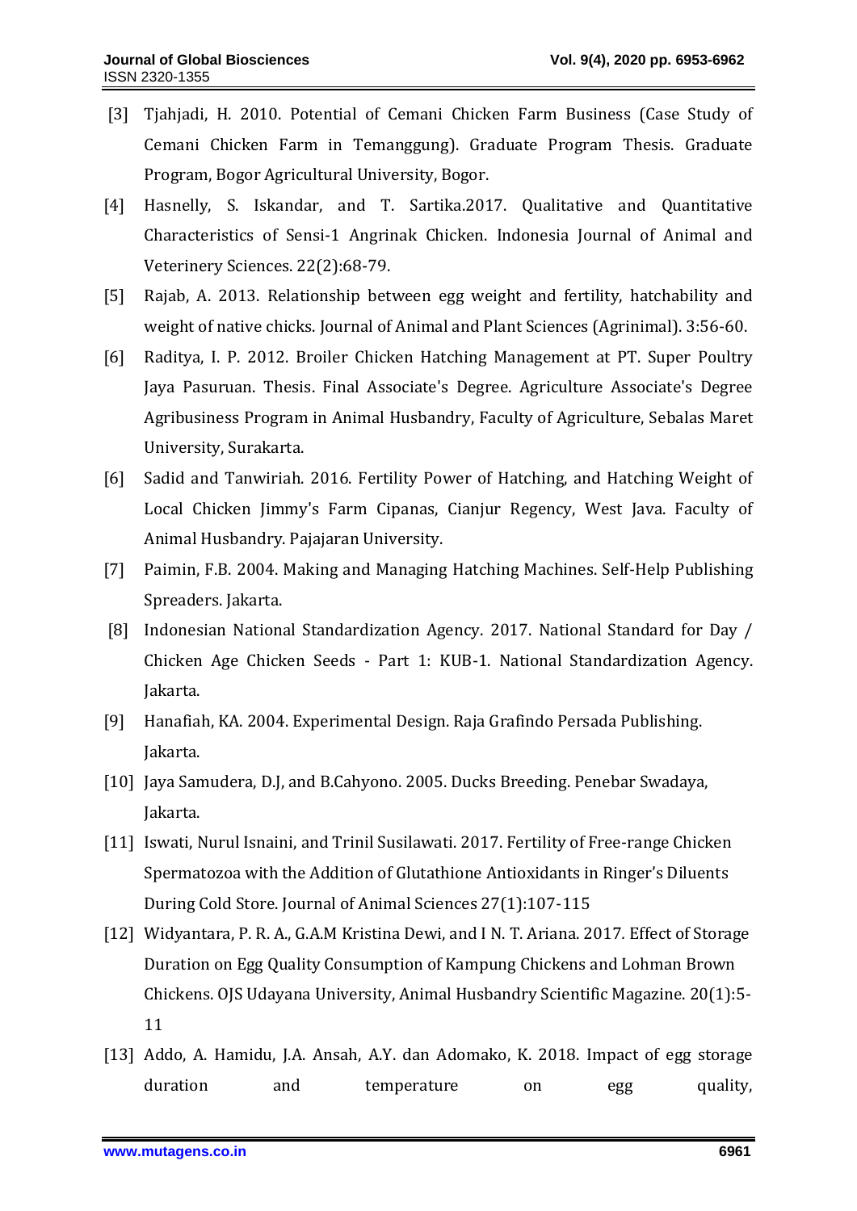[3] Tjahjadi, H. 2010. Potential of Cemani Chicken Farm Business (Case Study of Cemani Chicken Farm in Temanggung). Graduate Program Thesis. Graduate Program, Bogor Agricultural University, Bogor.

[4] Hasnelly, S. Iskandar, and T. Sartika.2017. Qualitative and Quantitative Characteristics of Sensi-1 Angrinak Chicken. Indonesia Journal of Animal and Veterinery Sciences. 22(2):68-79.

[5] Rajab, A. 2013. Relationship between egg weight and fertility, hatchability and weight of native chicks. Journal of Animal and Plant Sciences (Agrinimal). 3:56-60.

[6] Raditya, I. P. 2012. Broiler Chicken Hatching Management at PT. Super Poultry Jaya Pasuruan. Thesis. Final Associate's Degree. Agriculture Associate's Degree Agribusiness Program in Animal Husbandry, Faculty of Agriculture, Sebalas Maret University, Surakarta.

[6] Sadid and Tanwiriah. 2016. Fertility Power of Hatching, and Hatching Weight of Local Chicken Jimmy's Farm Cipanas, Cianjur Regency, West Java. Faculty of Animal Husbandry. Pajajaran University.

[7] Paimin, F.B. 2004. Making and Managing Hatching Machines. Self-Help Publishing Spreaders. Jakarta.

[8] Indonesian National Standardization Agency. 2017. National Standard for Day / Chicken Age Chicken Seeds - Part 1: KUB-1. National Standardization Agency. Jakarta.

[9] Hanafiah, KA. 2004. Experimental Design. Raja Grafindo Persada Publishing. Jakarta.

[10] Jaya Samudera, D.J, and B.Cahyono. 2005. Ducks Breeding. Penebar Swadaya, Jakarta.

[11] Iswati, Nurul Isnaini, and Trinil Susilawati. 2017. Fertility of Free-range Chicken Spermatozoa with the Addition of Glutathione Antioxidants in Ringer's Diluents During Cold Store. Journal of Animal Sciences 27(1):107-115

[12] Widyantara, P. R. A., G.A.M Kristina Dewi, and I N. T. Ariana. 2017. Effect of Storage Duration on Egg Quality Consumption of Kampung Chickens and Lohman Brown Chickens. OJS Udayana University, Animal Husbandry Scientific Magazine. 20(1):5-11

[13] Addo, A. Hamidu, J.A. Ansah, A.Y. dan Adomako, K. 2018. Impact of egg storage duration and temperature on egg quality,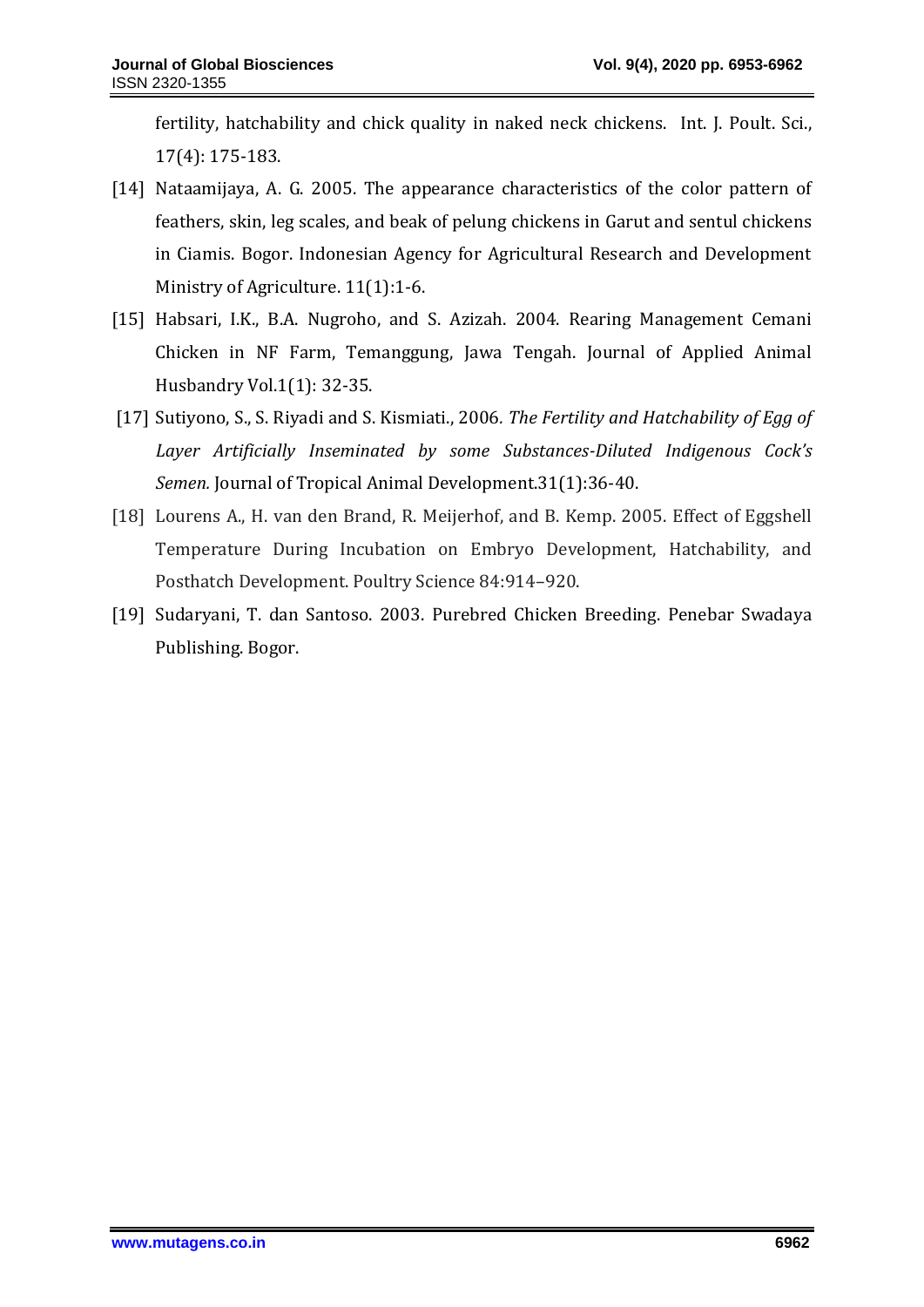fertility, hatchability and chick quality in naked neck chickens. Int. J. Poult. Sci., 17(4): 175-183.

[14] Nataamijaya, A. G. 2005. The appearance characteristics of the color pattern of feathers, skin, leg scales, and beak of pelung chickens in Garut and sentul chickens in Ciamis. Bogor. Indonesian Agency for Agricultural Research and Development Ministry of Agriculture. 11(1):1-6.

[15] Habsari, I.K., B.A. Nugroho, and S. Azizah. 2004. Rearing Management Cemani Chicken in NF Farm, Temanggung, Jawa Tengah. Journal of Applied Animal Husbandry Vol.1(1): 32-35.

[17] Sutiyono, S., S. Riyadi and S. Kismiati., 2006*. The Fertility and Hatchability of Egg of Layer Artificially Inseminated by some Substances-Diluted Indigenous Cock's Semen.* Journal of Tropical Animal Development.31(1):36-40.

[18] Lourens A., H. van den Brand, R. Meijerhof, and B. Kemp. 2005. Effect of Eggshell Temperature During Incubation on Embryo Development, Hatchability, and Posthatch Development. Poultry Science 84:914–920.

[19] Sudaryani, T. dan Santoso. 2003. Purebred Chicken Breeding. Penebar Swadaya Publishing. Bogor.